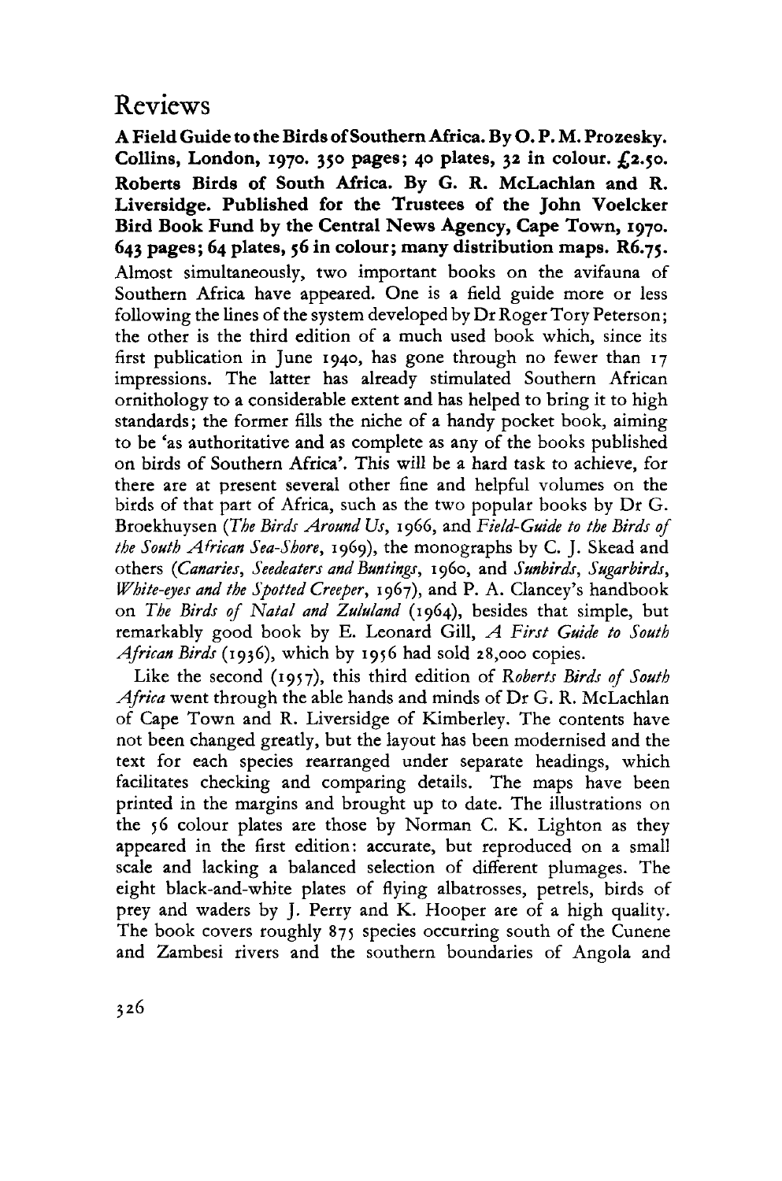# Reviews

**A Field Guide to the Birds of Southern Africa. By O. P. M. Prozesky. Collins, London, 1970. 350 pages; 40 plates, 32 in colour. £2.50.**

**Roberts Birds of South Africa. By G. R. McLachlan and R. Liversidge. Published for the Trustees of the John Voelcker Bird Book Fund by the Central News Agency, Cape Town, 1970. 643 pages; 64 plates, 56 in colour; many distribution maps. R6.75.**

Almost simultaneously, two important books on the avifauna of Southern Africa have appeared. One is a field guide more or less following the lines of the system developed by Dr Roger Tory Peterson; the other is the third edition of a much used book which, since its first publication in June 1940, has gone through no fewer than 17 impressions. The latter has already stimulated Southern African ornithology to a considerable extent and has helped to bring it to high standards; the former fills the niche of a handy pocket book, aiming to be 'as authoritative and as complete as any of the books published on birds of Southern Africa'. This will be a hard task to achieve, for there are at present several other fine and helpful volumes on the birds of that part of Africa, such as the two popular books by Dr G. Broekhuysen (*The Birds Around Us*, 1966, and *Field-Guide to the Birds of the South African Sea-Shore*, 1969), the monographs by C. J. Skead and others (*Canaries, Seedeaters and Buntings*, 1960, and *Sunbirds, Sugarbirds, White-eyes and the Spotted Creeper*, 1967), and P. A. Clancey's handbook on *The Birds of Natal and Zululand* (1964), besides that simple, but remarkably good book by E. Leonard Gill, *A First Guide to South African Birds* (1936), which by 1956 had sold 28,000 copies.

Like the second (1957), this third edition of *Roberts Birds of South Africa* went through the able hands and minds of Dr G. R. McLachlan of Cape Town and R. Liversidge of Kimberley. The contents have not been changed greatly, but the layout has been modernised and the text for each species rearranged under separate headings, which facilitates checking and comparing details. The maps have been printed in the margins and brought up to date. The illustrations on the 56 colour plates are those by Norman C. K. Lighton as they appeared in the first edition: accurate, but reproduced on a small scale and lacking a balanced selection of different plumages. The eight black-and-white plates of flying albatrosses, petrels, birds of prey and waders by J. Perry and K. Hooper are of a high quality. The book covers roughly 875 species occurring south of the Cunene and Zambesi rivers and the southern boundaries of Angola and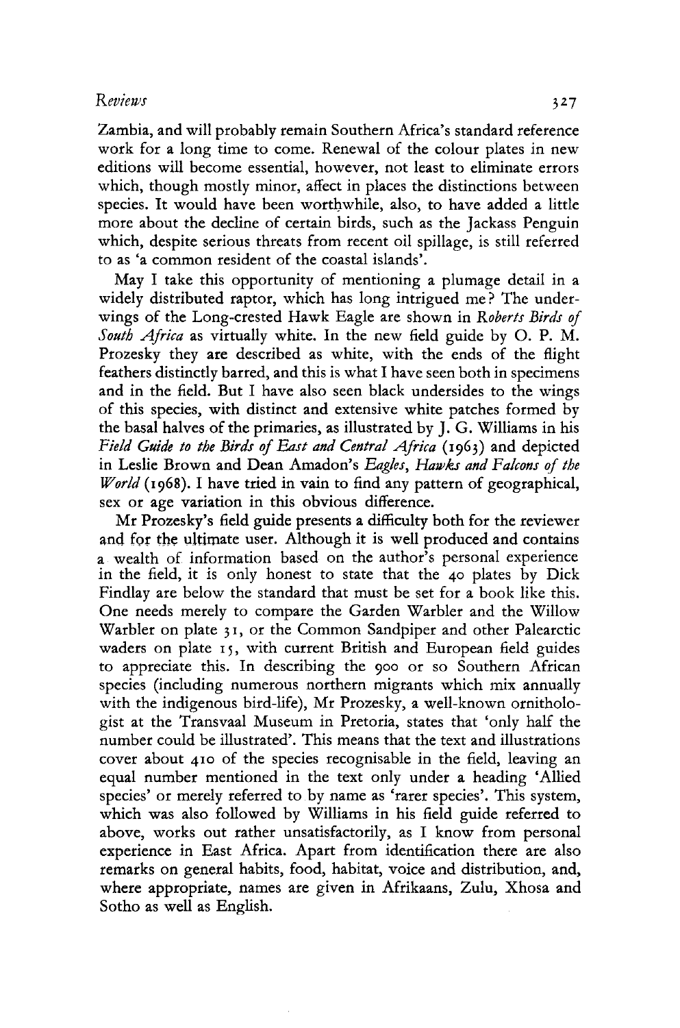Zambia, and will probably remain Southern Africa's standard reference work for a long time to come. Renewal of the colour plates in new editions will become essential, however, not least to eliminate errors which, though mostly minor, affect in places the distinctions between species. It would have been worthwhile, also, to have added a little more about the decline of certain birds, such as the Jackass Penguin which, despite serious threats from recent oil spillage, is still referred to as 'a common resident of the coastal islands'.

May I take this opportunity of mentioning a plumage detail in a widely distributed raptor, which has long intrigued me? The underwings of the Long-crested Hawk Eagle are shown in *Roberts Birds of South Africa* as virtually white. In the new field guide by O. P. M. Prozesky they are described as white, with the ends of the flight feathers distinctly barred, and this is what I have seen both in specimens and in the field. But I have also seen black undersides to the wings of this species, with distinct and extensive white patches formed by the basal halves of the primaries, as illustrated by J. G. Williams in his *Field Guide to the Birds of East and Central Africa* (1963) and depicted in Leslie Brown and Dean Amadon's *Eagles, Hawks and Falcons of the World* (1968). I have tried in vain to find any pattern of geographical, sex or age variation in this obvious difference.

Mr Prozesky's field guide presents a difficulty both for the reviewer and for the ultimate user. Although it is well produced and contains a wealth of information based on the author's personal experience in the field, it is only honest to state that the 40 plates by Dick Findlay are below the standard that must be set for a book like this. One needs merely to compare the Garden Warbler and the Willow Warbler on plate 31, or the Common Sandpiper and other Palearctic waders on plate 15, with current British and European field guides to appreciate this. In describing the 900 or so Southern African species (including numerous northern migrants which mix annually with the indigenous bird-life), Mr Prozesky, a well-known ornithologist at the Transvaal Museum in Pretoria, states that 'only half the number could be illustrated'. This means that the text and illustrations cover about 410 of the species recognisable in the field, leaving an equal number mentioned in the text only under a heading 'Allied species' or merely referred to by name as 'rarer species'. This system, which was also followed by Williams in his field guide referred to above, works out rather unsatisfactorily, as I know from personal experience in East Africa. Apart from identification there are also remarks on general habits, food, habitat, voice and distribution, and, where appropriate, names are given in Afrikaans, Zulu, Xhosa and Sotho as well as English.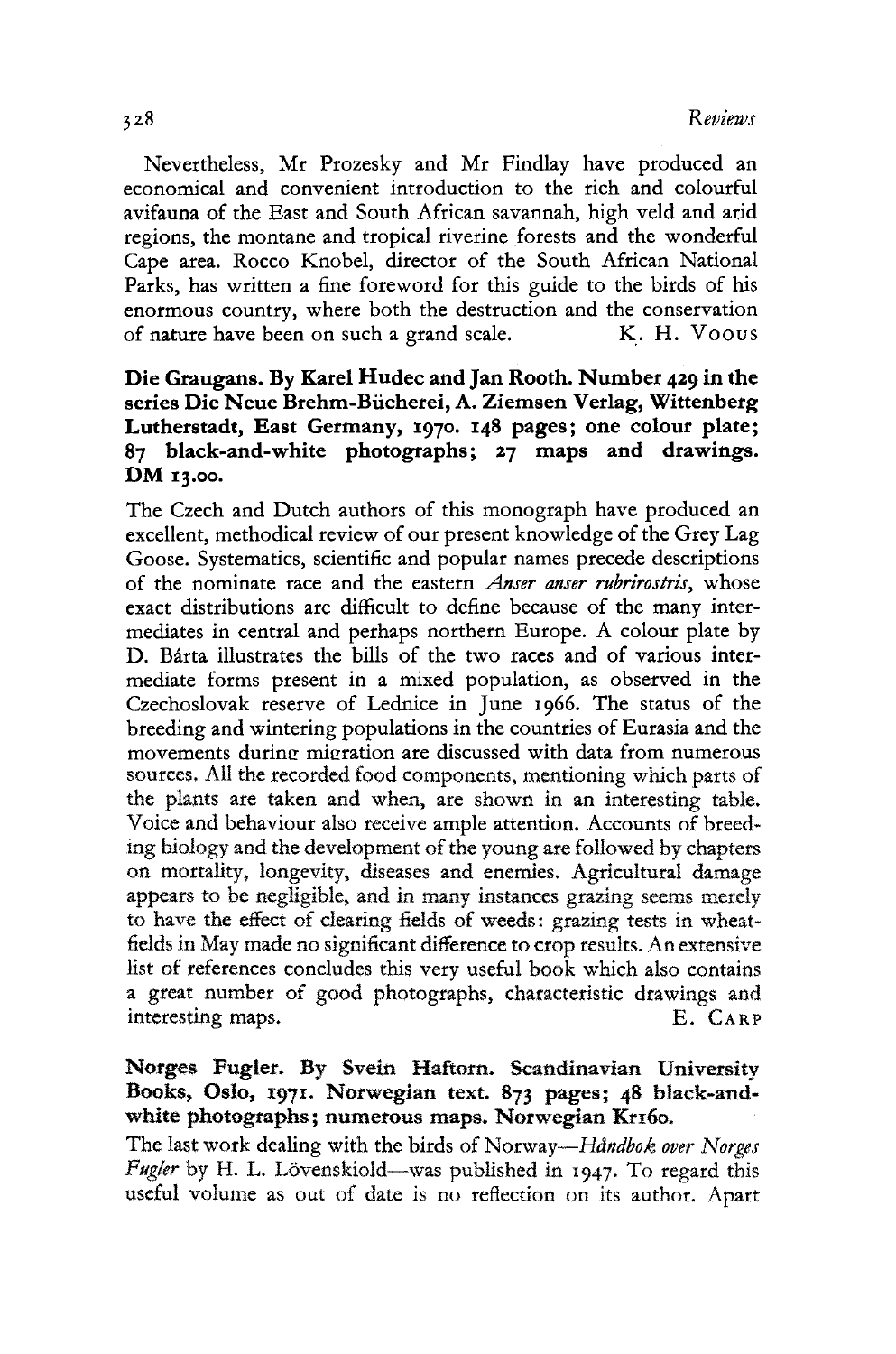Nevertheless, Mr Prozesky and Mr Findlay have produced an economical and convenient introduction to the rich and colourful avifauna of the East and South African savannah, high veld and arid regions, the montane and tropical riverine forests and the wonderful Cape area. Rocco Knobel, director of the South African National Parks, has written a fine foreword for this guide to the birds of his enormous country, where both the destruction and the conservation of nature have been on such a grand scale. K. H. Voous

**Die Graugans. By Karel Hudec and Jan Rooth. Number 429 in the series Die Neue Brehm-Bücherei, A. Ziemsen Verlag, Wittenberg Lutherstadt, East Germany, 1970. 148 pages; one colour plate; 87 black-and-white photographs; 27 maps and drawings. DM 13.00.**

The Czech and Dutch authors of this monograph have produced an excellent, methodical review of our present knowledge of the Grey Lag Goose. Systematics, scientific and popular names precede descriptions of the nominate race and the eastern *Anser anser rubrirostris*, whose exact distributions are difficult to define because of the many intermediates in central and perhaps northern Europe. A colour plate by D. Bárta illustrates the bills of the two races and of various intermediate forms present in a mixed population, as observed in the Czechoslovak reserve of Lednice in June 1966. The status of the breeding and wintering populations in the countries of Eurasia and the movements during migration are discussed with data from numerous sources. All the recorded food components, mentioning which parts of the plants are taken and when, are shown in an interesting table. Voice and behaviour also receive ample attention. Accounts of breeding biology and the development of the young are followed by chapters on mortality, longevity, diseases and enemies. Agricultural damage appears to be negligible, and in many instances grazing seems merely to have the effect of clearing fields of weeds: grazing tests in wheat-fields in May made no significant difference to crop results. An extensive list of references concludes this very useful book which also contains a great number of good photographs, characteristic drawings and interesting maps. E. Carp

**Norges Fugler. By Svein Haftorn. Scandinavian University Books, Oslo, 1971. Norwegian text. 873 pages; 48 black-and-white photographs; numerous maps. Norwegian Kr160.**

The last work dealing with the birds of Norway—*Håndbok over Norges Fugler* by H. L. Lövenskiold—was published in 1947. To regard this useful volume as out of date is no reflection on its author. Apart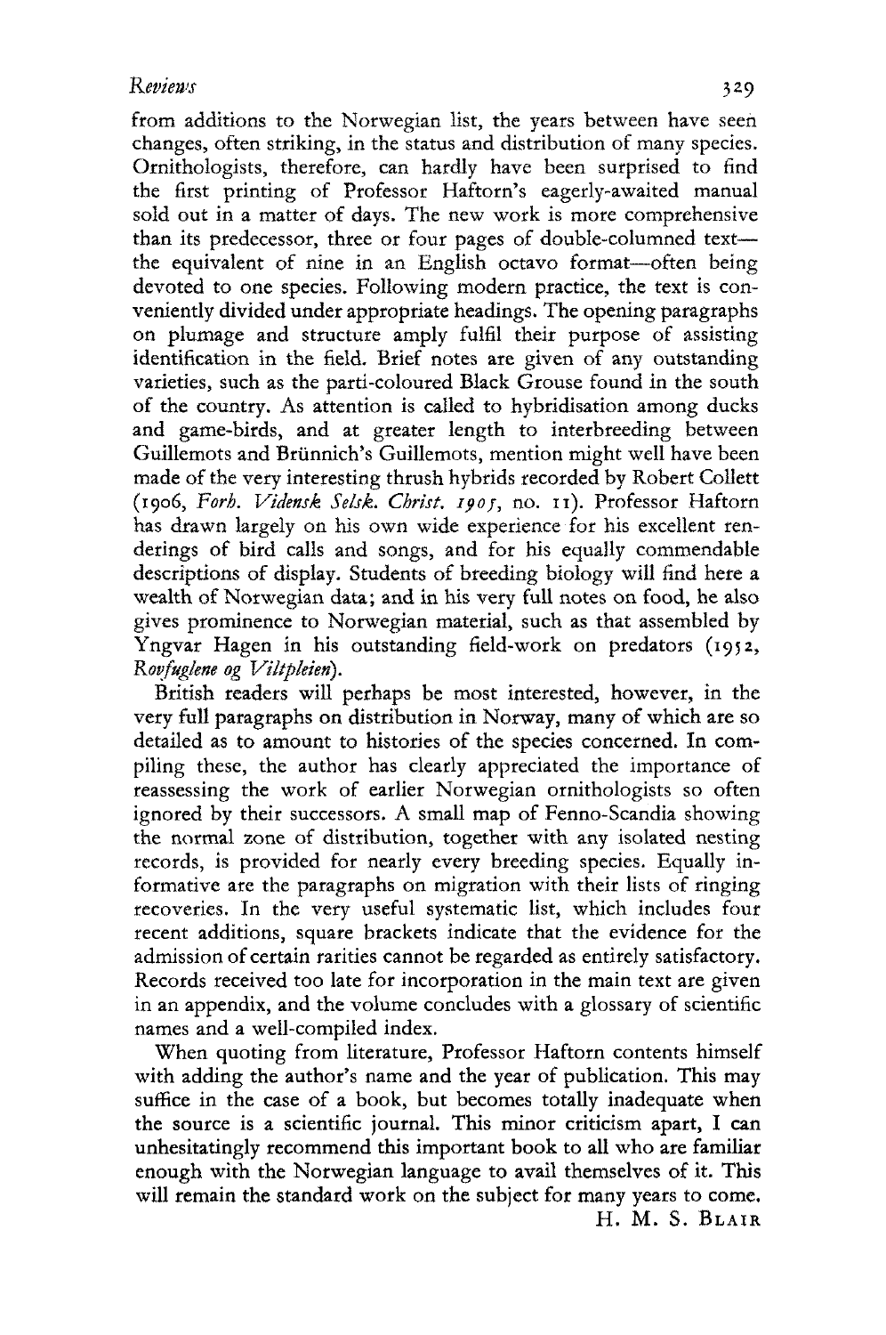from additions to the Norwegian list, the years between have seen changes, often striking, in the status and distribution of many species. Ornithologists, therefore, can hardly have been surprised to find the first printing of Professor Haftorn's eagerly-awaited manual sold out in a matter of days. The new work is more comprehensive than its predecessor, three or four pages of double-columned text—the equivalent of nine in an English octavo format—often being devoted to one species. Following modern practice, the text is conveniently divided under appropriate headings. The opening paragraphs on plumage and structure amply fulfil their purpose of assisting identification in the field. Brief notes are given of any outstanding varieties, such as the parti-coloured Black Grouse found in the south of the country. As attention is called to hybridisation among ducks and game-birds, and at greater length to interbreeding between Guillemots and Brünnich's Guillemots, mention might well have been made of the very interesting thrush hybrids recorded by Robert Collett (1906, *Forh. Vidensk Selsk. Christ. 1905*, no. 11). Professor Haftorn has drawn largely on his own wide experience for his excellent renderings of bird calls and songs, and for his equally commendable descriptions of display. Students of breeding biology will find here a wealth of Norwegian data; and in his very full notes on food, he also gives prominence to Norwegian material, such as that assembled by Yngvar Hagen in his outstanding field-work on predators (1952, *Rovfuglene og Viltpleien*).

British readers will perhaps be most interested, however, in the very full paragraphs on distribution in Norway, many of which are so detailed as to amount to histories of the species concerned. In compiling these, the author has clearly appreciated the importance of reassessing the work of earlier Norwegian ornithologists so often ignored by their successors. A small map of Fenno-Scandia showing the normal zone of distribution, together with any isolated nesting records, is provided for nearly every breeding species. Equally informative are the paragraphs on migration with their lists of ringing recoveries. In the very useful systematic list, which includes four recent additions, square brackets indicate that the evidence for the admission of certain rarities cannot be regarded as entirely satisfactory. Records received too late for incorporation in the main text are given in an appendix, and the volume concludes with a glossary of scientific names and a well-compiled index.

When quoting from literature, Professor Haftorn contents himself with adding the author's name and the year of publication. This may suffice in the case of a book, but becomes totally inadequate when the source is a scientific journal. This minor criticism apart, I can unhesitatingly recommend this important book to all who are familiar enough with the Norwegian language to avail themselves of it. This will remain the standard work on the subject for many years to come.

H. M. S. BLAIR